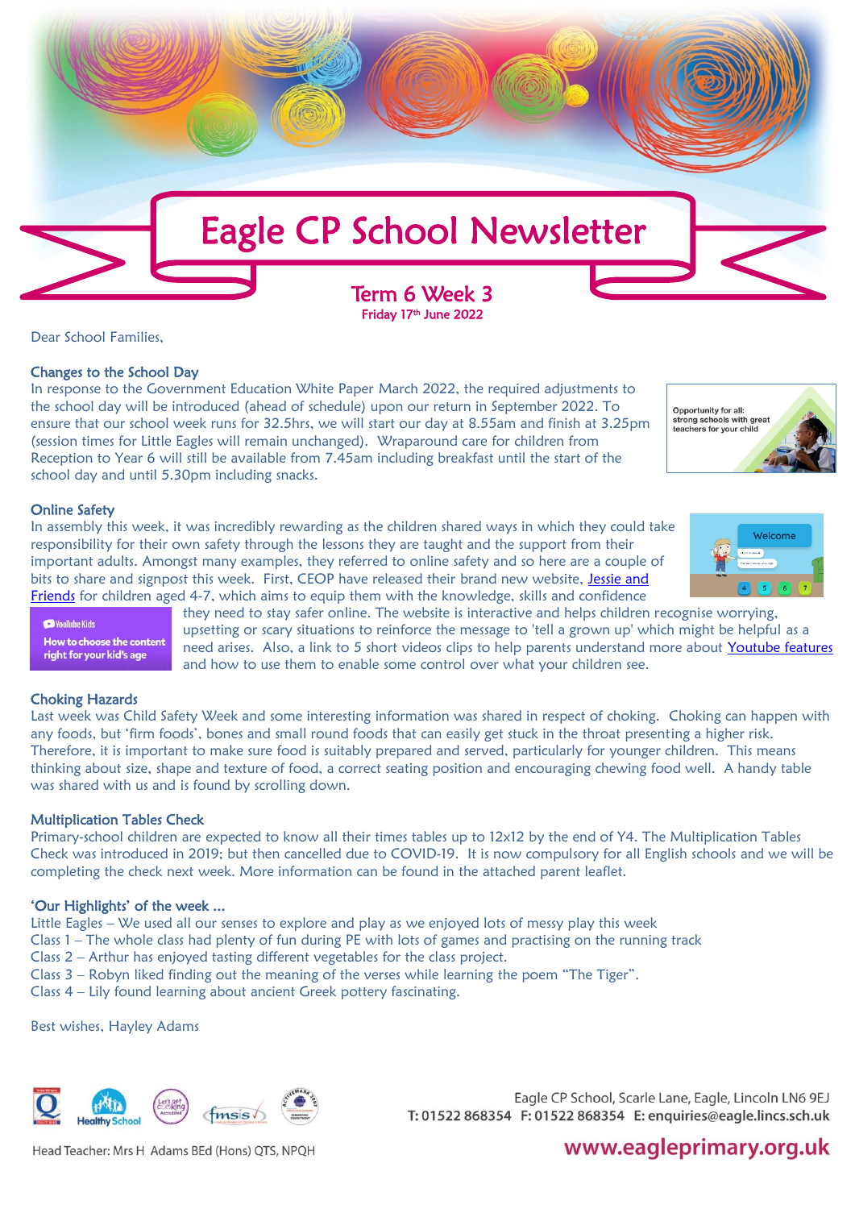# Eagle CP School Newsletter

## Term 6 Week 3

**Friday 17th June 2022**

Dear School Families,

### Changes to the School Day

In response to the Government Education White Paper March 2022, the required adjustments to the school day will be introduced (ahead of schedule) upon our return in September 2022. To ensure that our school week runs for 32.5hrs, we will start our day at 8.55am and finish at 3.25pm (session times for Little Eagles will remain unchanged). Wraparound care for children from Reception to Year 6 will still be available from 7.45am including breakfast until the start of the school day and until 5.30pm including snacks.

Opportunity for all: strong schools with great teachers for your child

### Online Safety

In assembly this week, it was incredibly rewarding as the children shared ways in which they could take responsibility for their own safety through the lessons they are taught and the support from their important adults. Amongst many examples, they referred to online safety and so here are a couple of bits to share and signpost this week. First, CEOP have released their brand new website, Jessie and Friends for children aged 4-7, which aims to equip them with the knowledge, skills and confidence they need to stay safer online. The website is interactive and helps children recognise worrying, upsetting or scary situations to reinforce the message to 'tell a grown up' which might be helpful as a need arises. Also, a link to 5 short videos clips to help parents understand more about Youtube features and how to use them to enable some control over what your children see.

YouTube Kids – How to choose the content right for your kid's age

### Choking Hazards

Last week was Child Safety Week and some interesting information was shared in respect of choking. Choking can happen with any foods, but 'firm foods', bones and small round foods that can easily get stuck in the throat presenting a higher risk. Therefore, it is important to make sure food is suitably prepared and served, particularly for younger children. This means thinking about size, shape and texture of food, a correct seating position and encouraging chewing food well. A handy table was shared with us and is found by scrolling down.

### Multiplication Tables Check

Primary-school children are expected to know all their times tables up to 12x12 by the end of Y4. The Multiplication Tables Check was introduced in 2019; but then cancelled due to COVID-19. It is now compulsory for all English schools and we will be completing the check next week. More information can be found in the attached parent leaflet.

### 'Our Highlights' of the week …

Little Eagles – We used all our senses to explore and play as we enjoyed lots of messy play this week
Class 1 – The whole class had plenty of fun during PE with lots of games and practising on the running track
Class 2 – Arthur has enjoyed tasting different vegetables for the class project.
Class 3 – Robyn liked finding out the meaning of the verses while learning the poem "The Tiger".
Class 4 – Lily found learning about ancient Greek pottery fascinating.

Best wishes, Hayley Adams

Eagle CP School, Scarle Lane, Eagle, Lincoln LN6 9EJ
T: 01522 868354 F: 01522 868354 E: enquiries@eagle.lincs.sch.uk

Head Teacher: Mrs H Adams BEd (Hons) QTS, NPQH

www.eagleprimary.org.uk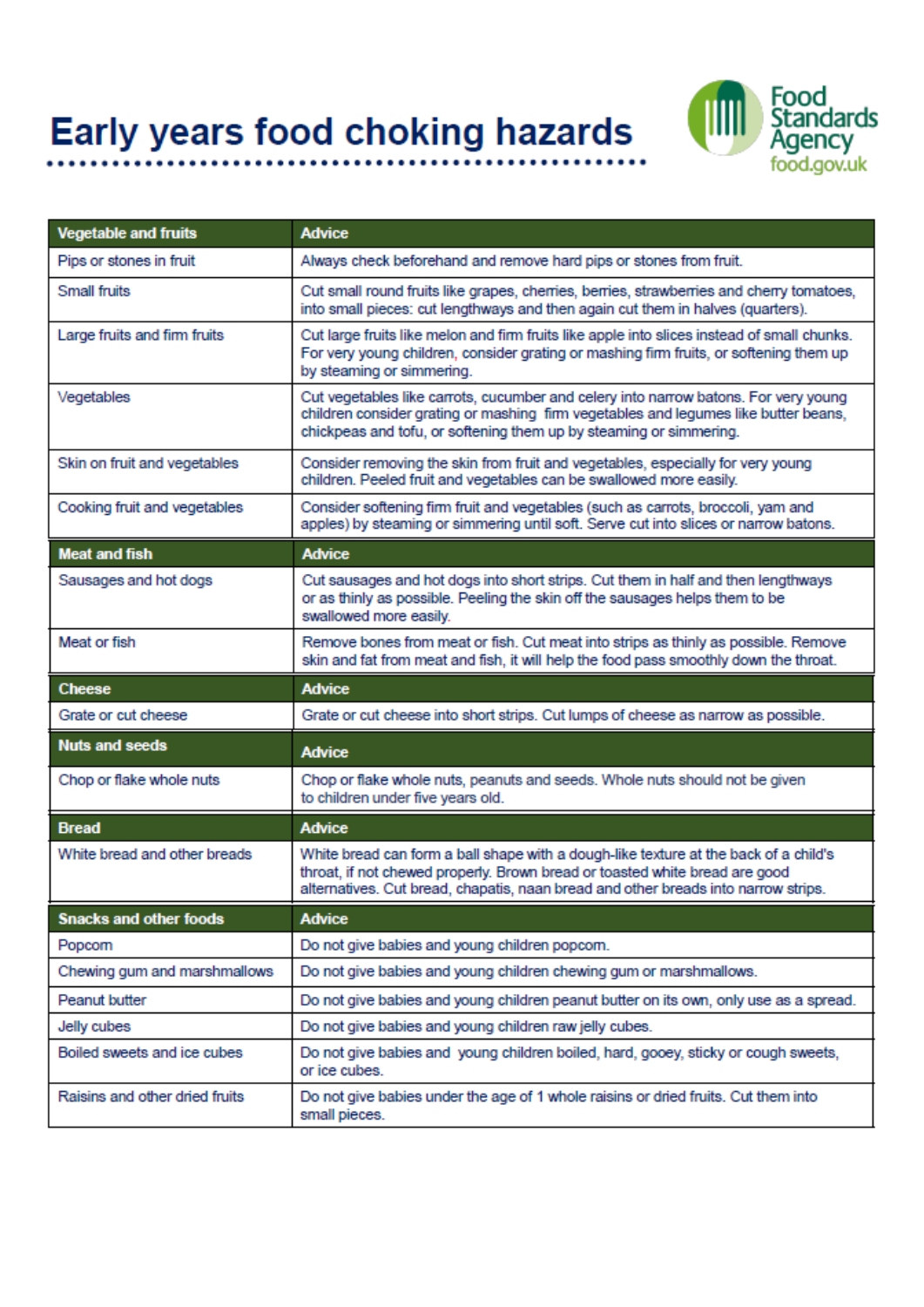# Early years food choking hazards

Food Standards Agency
food.gov.uk

| Vegetable and fruits | Advice |
|---|---|
| Pips or stones in fruit | Always check beforehand and remove hard pips or stones from fruit. |
| Small fruits | Cut small round fruits like grapes, cherries, berries, strawberries and cherry tomatoes, into small pieces: cut lengthways and then again cut them in halves (quarters). |
| Large fruits and firm fruits | Cut large fruits like melon and firm fruits like apple into slices instead of small chunks. For very young children, consider grating or mashing firm fruits, or softening them up by steaming or simmering. |
| Vegetables | Cut vegetables like carrots, cucumber and celery into narrow batons. For very young children consider grating or mashing firm vegetables and legumes like butter beans, chickpeas and tofu, or softening them up by steaming or simmering. |
| Skin on fruit and vegetables | Consider removing the skin from fruit and vegetables, especially for very young children. Peeled fruit and vegetables can be swallowed more easily. |
| Cooking fruit and vegetables | Consider softening firm fruit and vegetables (such as carrots, broccoli, yam and apples) by steaming or simmering until soft. Serve cut into slices or narrow batons. |
| **Meat and fish** | **Advice** |
| Sausages and hot dogs | Cut sausages and hot dogs into short strips. Cut them in half and then lengthways or as thinly as possible. Peeling the skin off the sausages helps them to be swallowed more easily. |
| Meat or fish | Remove bones from meat or fish. Cut meat into strips as thinly as possible. Remove skin and fat from meat and fish, it will help the food pass smoothly down the throat. |
| **Cheese** | **Advice** |
| Grate or cut cheese | Grate or cut cheese into short strips. Cut lumps of cheese as narrow as possible. |
| **Nuts and seeds** | **Advice** |
| Chop or flake whole nuts | Chop or flake whole nuts, peanuts and seeds. Whole nuts should not be given to children under five years old. |
| **Bread** | **Advice** |
| White bread and other breads | White bread can form a ball shape with a dough-like texture at the back of a child's throat, if not chewed properly. Brown bread or toasted white bread are good alternatives. Cut bread, chapatis, naan bread and other breads into narrow strips. |
| **Snacks and other foods** | **Advice** |
| Popcorn | Do not give babies and young children popcorn. |
| Chewing gum and marshmallows | Do not give babies and young children chewing gum or marshmallows. |
| Peanut butter | Do not give babies and young children peanut butter on its own, only use as a spread. |
| Jelly cubes | Do not give babies and young children raw jelly cubes. |
| Boiled sweets and ice cubes | Do not give babies and young children boiled, hard, gooey, sticky or cough sweets, or ice cubes. |
| Raisins and other dried fruits | Do not give babies under the age of 1 whole raisins or dried fruits. Cut them into small pieces. |